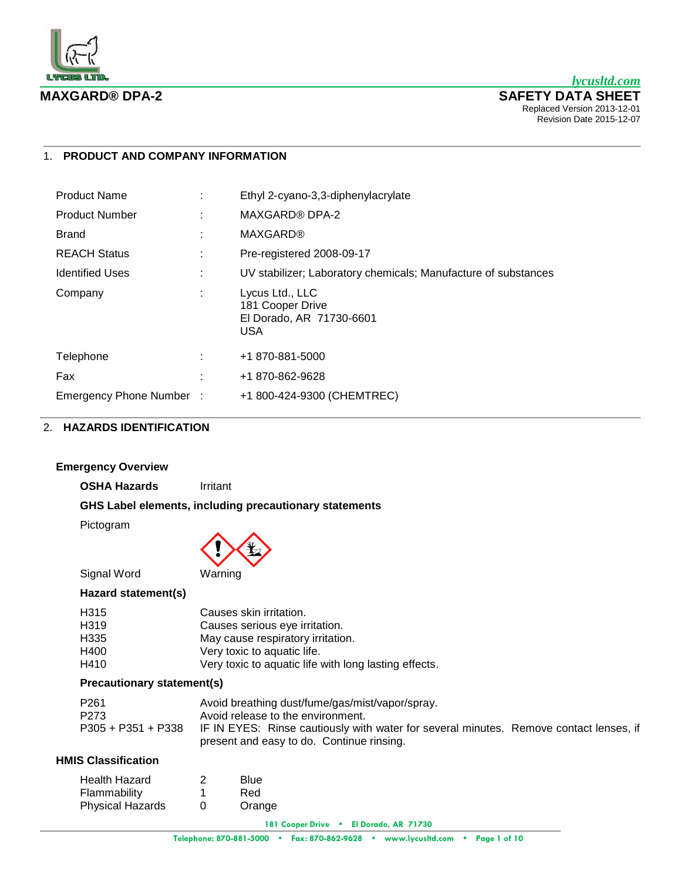**MAXGARD® DPA-2**

**SAFETY DATA SHEET**

Replaced Version 2013-12-01
Revision Date 2015-12-07

## 1. PRODUCT AND COMPANY INFORMATION

| | | |
|---|---|---|
| Product Name | : | Ethyl 2-cyano-3,3-diphenylacrylate |
| Product Number | : | MAXGARD® DPA-2 |
| Brand | : | MAXGARD® |
| REACH Status | : | Pre-registered 2008-09-17 |
| Identified Uses | : | UV stabilizer; Laboratory chemicals; Manufacture of substances |
| Company | : | Lycus Ltd., LLC<br>181 Cooper Drive<br>El Dorado, AR 71730-6601<br>USA |
| Telephone | : | +1 870-881-5000 |
| Fax | : | +1 870-862-9628 |
| Emergency Phone Number | : | +1 800-424-9300 (CHEMTREC) |

## 2. HAZARDS IDENTIFICATION

### Emergency Overview

**OSHA Hazards** Irritant

**GHS Label elements, including precautionary statements**

Pictogram

Signal Word: Warning

**Hazard statement(s)**

| | |
|---|---|
| H315 | Causes skin irritation. |
| H319 | Causes serious eye irritation. |
| H335 | May cause respiratory irritation. |
| H400 | Very toxic to aquatic life. |
| H410 | Very toxic to aquatic life with long lasting effects. |

**Precautionary statement(s)**

| | |
|---|---|
| P261 | Avoid breathing dust/fume/gas/mist/vapor/spray. |
| P273 | Avoid release to the environment. |
| P305 + P351 + P338 | IF IN EYES: Rinse cautiously with water for several minutes. Remove contact lenses, if present and easy to do. Continue rinsing. |

### HMIS Classification

| | | |
|---|---|---|
| Health Hazard | 2 | Blue |
| Flammability | 1 | Red |
| Physical Hazards | 0 | Orange |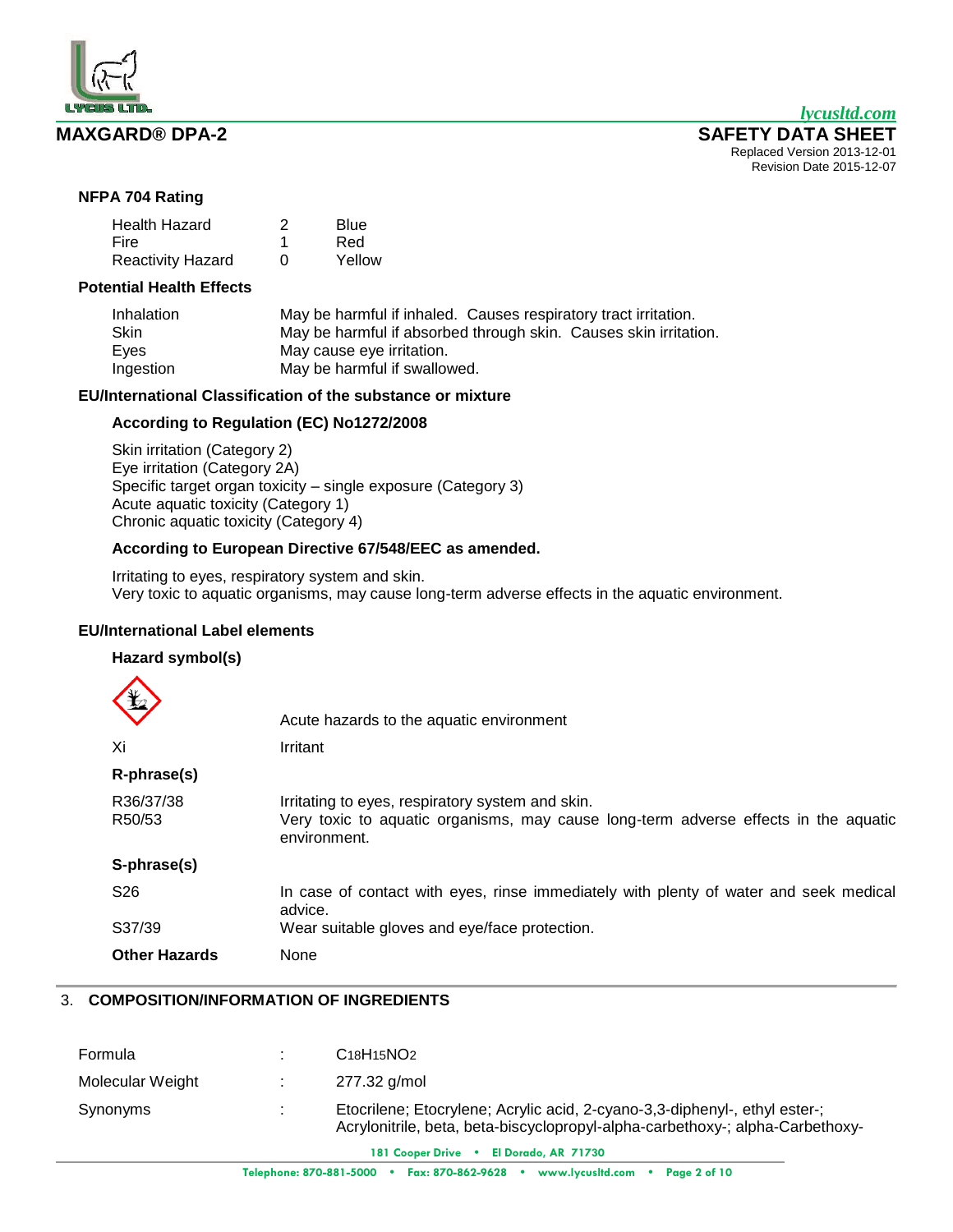### NFPA 704 Rating

| | | |
|---|---|---|
| Health Hazard | 2 | Blue |
| Fire | 1 | Red |
| Reactivity Hazard | 0 | Yellow |

### Potential Health Effects

| | |
|---|---|
| Inhalation | May be harmful if inhaled. Causes respiratory tract irritation. |
| Skin | May be harmful if absorbed through skin. Causes skin irritation. |
| Eyes | May cause eye irritation. |
| Ingestion | May be harmful if swallowed. |

### EU/International Classification of the substance or mixture

#### According to Regulation (EC) No1272/2008

Skin irritation (Category 2)
Eye irritation (Category 2A)
Specific target organ toxicity – single exposure (Category 3)
Acute aquatic toxicity (Category 1)
Chronic aquatic toxicity (Category 4)

#### According to European Directive 67/548/EEC as amended.

Irritating to eyes, respiratory system and skin.
Very toxic to aquatic organisms, may cause long-term adverse effects in the aquatic environment.

### EU/International Label elements

#### Hazard symbol(s)

| | |
|---|---|
| | Acute hazards to the aquatic environment |
| Xi | Irritant |

**R-phrase(s)**

| | |
|---|---|
| R36/37/38 | Irritating to eyes, respiratory system and skin. |
| R50/53 | Very toxic to aquatic organisms, may cause long-term adverse effects in the aquatic environment. |

**S-phrase(s)**

| | |
|---|---|
| S26 | In case of contact with eyes, rinse immediately with plenty of water and seek medical advice. |
| S37/39 | Wear suitable gloves and eye/face protection. |

**Other Hazards** None

## 3. COMPOSITION/INFORMATION OF INGREDIENTS

| | | |
|---|---|---|
| Formula | : | $C_{18}H_{15}NO_2$ |
| Molecular Weight | : | 277.32 g/mol |
| Synonyms | : | Etocrilene; Etocrylene; Acrylic acid, 2-cyano-3,3-diphenyl-, ethyl ester-; Acrylonitrile, beta, beta-biscyclopropyl-alpha-carbethoxy-; alpha-Carbethoxy- |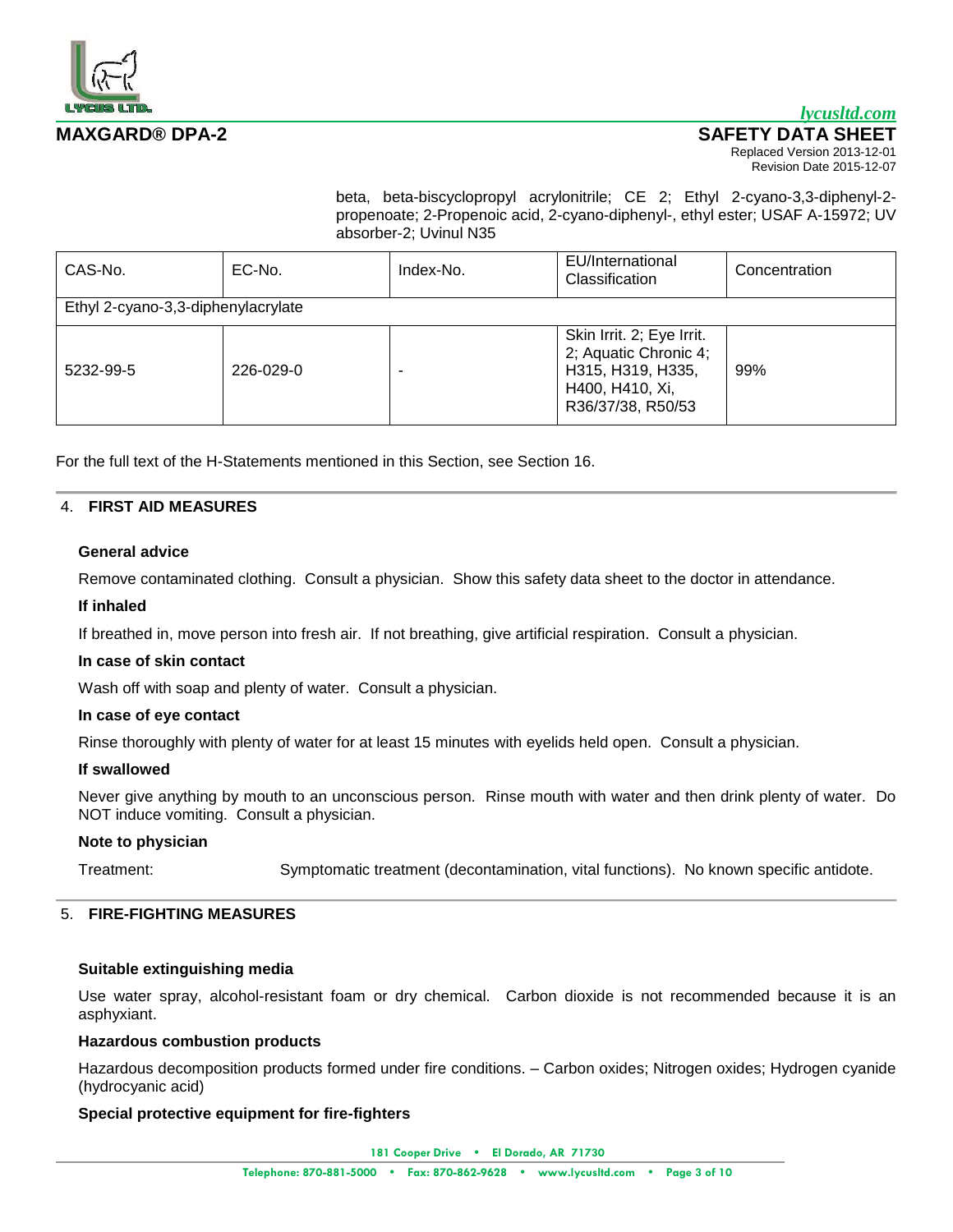beta, beta-biscyclopropyl acrylonitrile; CE 2; Ethyl 2-cyano-3,3-diphenyl-2-propenoate; 2-Propenoic acid, 2-cyano-diphenyl-, ethyl ester; USAF A-15972; UV absorber-2; Uvinul N35

| CAS-No. | EC-No. | Index-No. | EU/International Classification | Concentration |
|---|---|---|---|---|
| Ethyl 2-cyano-3,3-diphenylacrylate | | | | |
| 5232-99-5 | 226-029-0 | - | Skin Irrit. 2; Eye Irrit. 2; Aquatic Chronic 4; H315, H319, H335, H400, H410, Xi, R36/37/38, R50/53 | 99% |

For the full text of the H-Statements mentioned in this Section, see Section 16.

## 4. FIRST AID MEASURES

### General advice

Remove contaminated clothing. Consult a physician. Show this safety data sheet to the doctor in attendance.

### If inhaled

If breathed in, move person into fresh air. If not breathing, give artificial respiration. Consult a physician.

### In case of skin contact

Wash off with soap and plenty of water. Consult a physician.

### In case of eye contact

Rinse thoroughly with plenty of water for at least 15 minutes with eyelids held open. Consult a physician.

### If swallowed

Never give anything by mouth to an unconscious person. Rinse mouth with water and then drink plenty of water. Do NOT induce vomiting. Consult a physician.

### Note to physician

Treatment: Symptomatic treatment (decontamination, vital functions). No known specific antidote.

## 5. FIRE-FIGHTING MEASURES

### Suitable extinguishing media

Use water spray, alcohol-resistant foam or dry chemical. Carbon dioxide is not recommended because it is an asphyxiant.

### Hazardous combustion products

Hazardous decomposition products formed under fire conditions. – Carbon oxides; Nitrogen oxides; Hydrogen cyanide (hydrocyanic acid)

### Special protective equipment for fire-fighters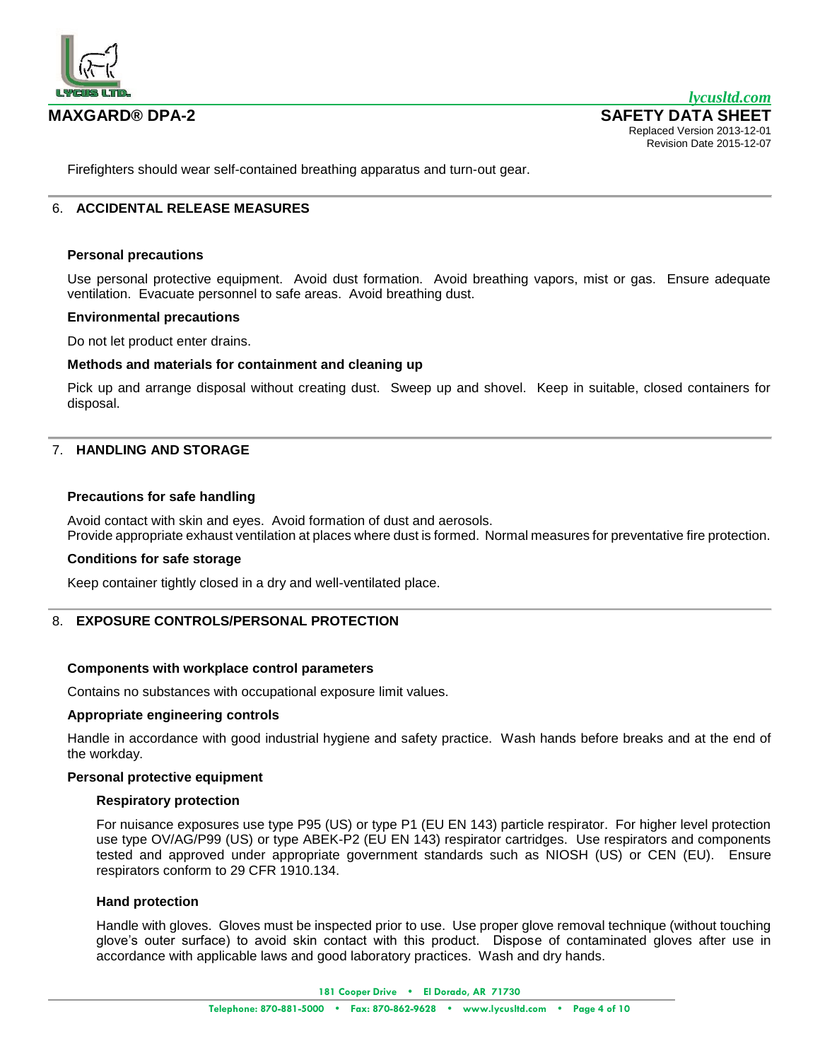Firefighters should wear self-contained breathing apparatus and turn-out gear.

## 6. ACCIDENTAL RELEASE MEASURES

### Personal precautions

Use personal protective equipment. Avoid dust formation. Avoid breathing vapors, mist or gas. Ensure adequate ventilation. Evacuate personnel to safe areas. Avoid breathing dust.

### Environmental precautions

Do not let product enter drains.

### Methods and materials for containment and cleaning up

Pick up and arrange disposal without creating dust. Sweep up and shovel. Keep in suitable, closed containers for disposal.

## 7. HANDLING AND STORAGE

### Precautions for safe handling

Avoid contact with skin and eyes. Avoid formation of dust and aerosols.
Provide appropriate exhaust ventilation at places where dust is formed. Normal measures for preventative fire protection.

### Conditions for safe storage

Keep container tightly closed in a dry and well-ventilated place.

## 8. EXPOSURE CONTROLS/PERSONAL PROTECTION

### Components with workplace control parameters

Contains no substances with occupational exposure limit values.

### Appropriate engineering controls

Handle in accordance with good industrial hygiene and safety practice. Wash hands before breaks and at the end of the workday.

### Personal protective equipment

#### Respiratory protection

For nuisance exposures use type P95 (US) or type P1 (EU EN 143) particle respirator. For higher level protection use type OV/AG/P99 (US) or type ABEK-P2 (EU EN 143) respirator cartridges. Use respirators and components tested and approved under appropriate government standards such as NIOSH (US) or CEN (EU). Ensure respirators conform to 29 CFR 1910.134.

#### Hand protection

Handle with gloves. Gloves must be inspected prior to use. Use proper glove removal technique (without touching glove's outer surface) to avoid skin contact with this product. Dispose of contaminated gloves after use in accordance with applicable laws and good laboratory practices. Wash and dry hands.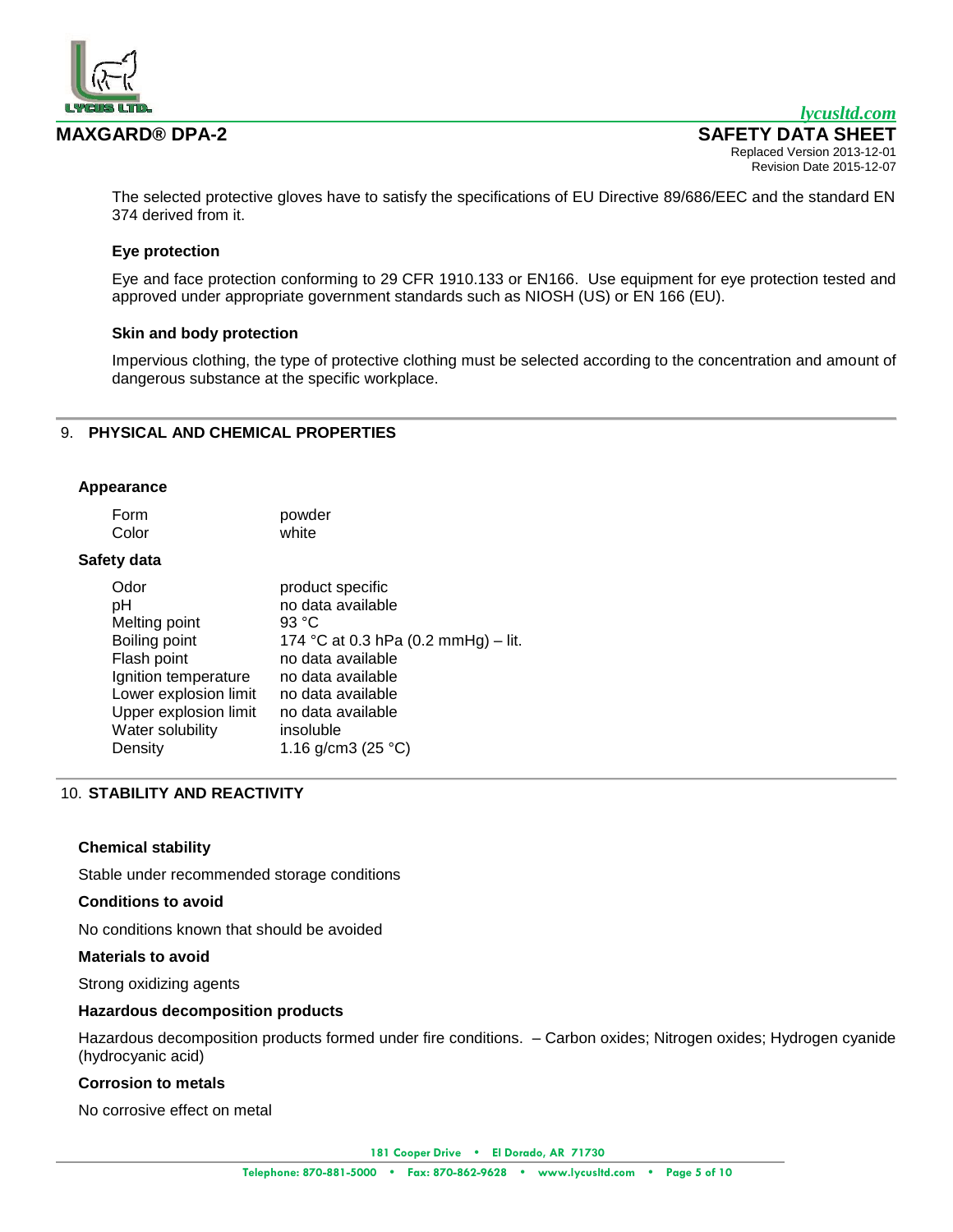The selected protective gloves have to satisfy the specifications of EU Directive 89/686/EEC and the standard EN 374 derived from it.

**Eye protection**

Eye and face protection conforming to 29 CFR 1910.133 or EN166. Use equipment for eye protection tested and approved under appropriate government standards such as NIOSH (US) or EN 166 (EU).

**Skin and body protection**

Impervious clothing, the type of protective clothing must be selected according to the concentration and amount of dangerous substance at the specific workplace.

## 9. PHYSICAL AND CHEMICAL PROPERTIES

**Appearance**

| | |
|---|---|
| Form | powder |
| Color | white |

**Safety data**

| | |
|---|---|
| Odor | product specific |
| pH | no data available |
| Melting point | 93 °C |
| Boiling point | 174 °C at 0.3 hPa (0.2 mmHg) – lit. |
| Flash point | no data available |
| Ignition temperature | no data available |
| Lower explosion limit | no data available |
| Upper explosion limit | no data available |
| Water solubility | insoluble |
| Density | 1.16 g/cm3 (25 °C) |

## 10. STABILITY AND REACTIVITY

**Chemical stability**

Stable under recommended storage conditions

**Conditions to avoid**

No conditions known that should be avoided

**Materials to avoid**

Strong oxidizing agents

**Hazardous decomposition products**

Hazardous decomposition products formed under fire conditions. – Carbon oxides; Nitrogen oxides; Hydrogen cyanide (hydrocyanic acid)

**Corrosion to metals**

No corrosive effect on metal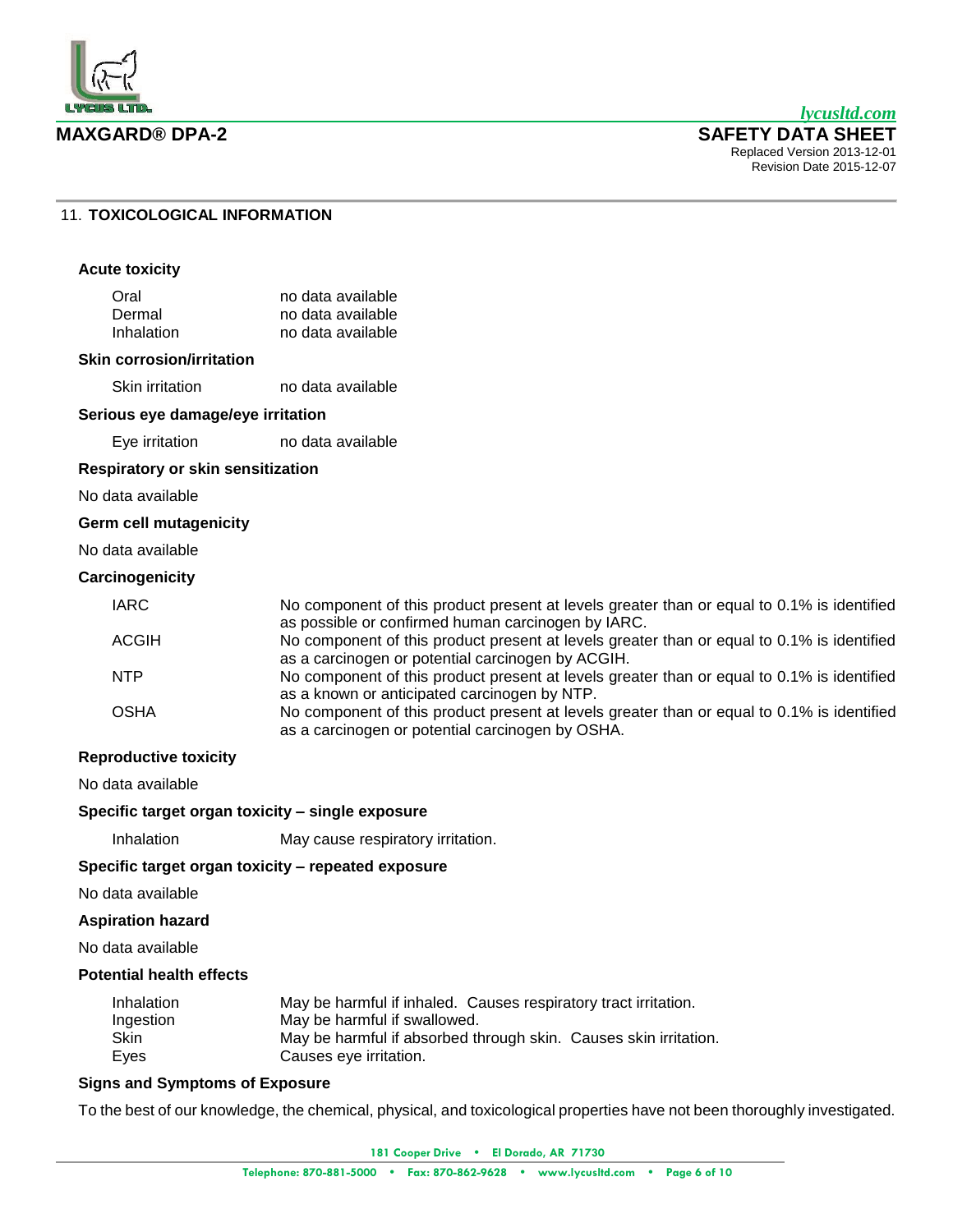## 11. TOXICOLOGICAL INFORMATION

### Acute toxicity

| | |
|---|---|
| Oral | no data available |
| Dermal | no data available |
| Inhalation | no data available |

### Skin corrosion/irritation

| | |
|---|---|
| Skin irritation | no data available |

### Serious eye damage/eye irritation

| | |
|---|---|
| Eye irritation | no data available |

### Respiratory or skin sensitization

No data available

### Germ cell mutagenicity

No data available

### Carcinogenicity

| | |
|---|---|
| IARC | No component of this product present at levels greater than or equal to 0.1% is identified as possible or confirmed human carcinogen by IARC. |
| ACGIH | No component of this product present at levels greater than or equal to 0.1% is identified as a carcinogen or potential carcinogen by ACGIH. |
| NTP | No component of this product present at levels greater than or equal to 0.1% is identified as a known or anticipated carcinogen by NTP. |
| OSHA | No component of this product present at levels greater than or equal to 0.1% is identified as a carcinogen or potential carcinogen by OSHA. |

### Reproductive toxicity

No data available

### Specific target organ toxicity – single exposure

| | |
|---|---|
| Inhalation | May cause respiratory irritation. |

### Specific target organ toxicity – repeated exposure

No data available

### Aspiration hazard

No data available

### Potential health effects

| | |
|---|---|
| Inhalation | May be harmful if inhaled. Causes respiratory tract irritation. |
| Ingestion | May be harmful if swallowed. |
| Skin | May be harmful if absorbed through skin. Causes skin irritation. |
| Eyes | Causes eye irritation. |

### Signs and Symptoms of Exposure

To the best of our knowledge, the chemical, physical, and toxicological properties have not been thoroughly investigated.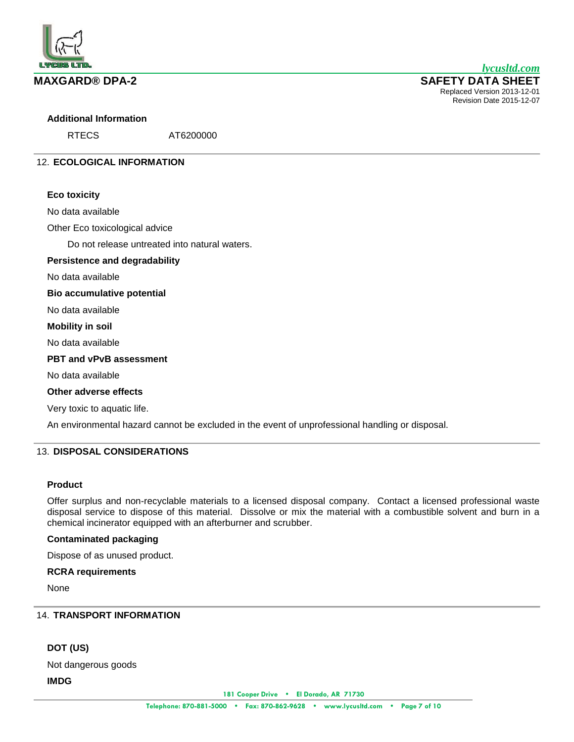### Additional Information

RTECS AT6200000

## 12. ECOLOGICAL INFORMATION

### Eco toxicity

No data available

Other Eco toxicological advice

Do not release untreated into natural waters.

### Persistence and degradability

No data available

### Bio accumulative potential

No data available

### Mobility in soil

No data available

### PBT and vPvB assessment

No data available

### Other adverse effects

Very toxic to aquatic life.

An environmental hazard cannot be excluded in the event of unprofessional handling or disposal.

## 13. DISPOSAL CONSIDERATIONS

### Product

Offer surplus and non-recyclable materials to a licensed disposal company. Contact a licensed professional waste disposal service to dispose of this material. Dissolve or mix the material with a combustible solvent and burn in a chemical incinerator equipped with an afterburner and scrubber.

### Contaminated packaging

Dispose of as unused product.

### RCRA requirements

None

## 14. TRANSPORT INFORMATION

### DOT (US)

Not dangerous goods

### IMDG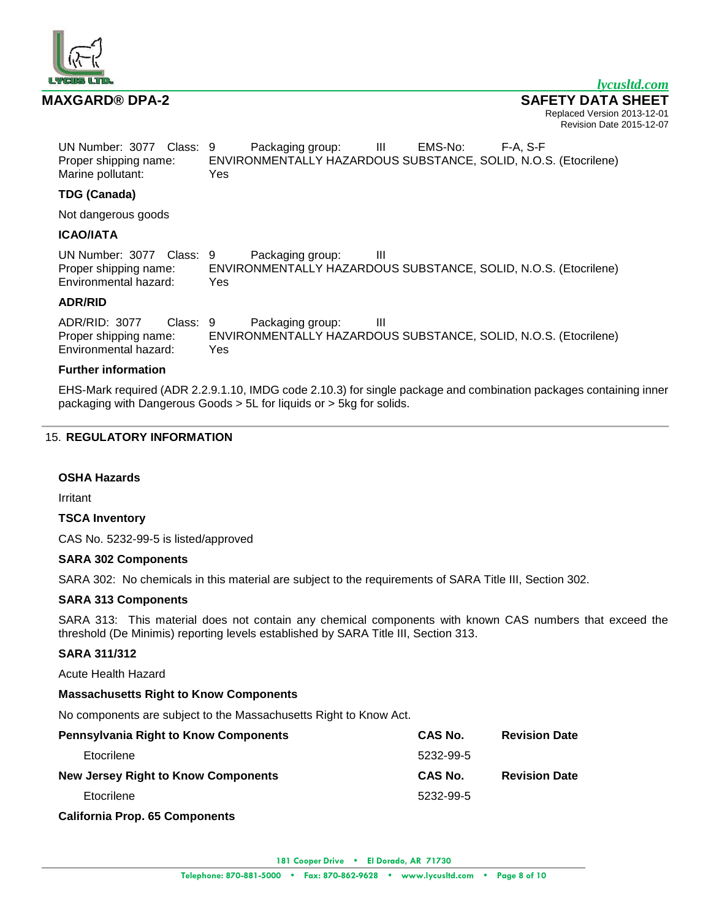UN Number: 3077 Class: 9 Packaging group: III EMS-No: F-A, S-F
Proper shipping name: ENVIRONMENTALLY HAZARDOUS SUBSTANCE, SOLID, N.O.S. (Etocrilene)
Marine pollutant: Yes

**TDG (Canada)**

Not dangerous goods

**ICAO/IATA**

UN Number: 3077 Class: 9 Packaging group: III
Proper shipping name: ENVIRONMENTALLY HAZARDOUS SUBSTANCE, SOLID, N.O.S. (Etocrilene)
Environmental hazard: Yes

**ADR/RID**

ADR/RID: 3077 Class: 9 Packaging group: III
Proper shipping name: ENVIRONMENTALLY HAZARDOUS SUBSTANCE, SOLID, N.O.S. (Etocrilene)
Environmental hazard: Yes

**Further information**

EHS-Mark required (ADR 2.2.9.1.10, IMDG code 2.10.3) for single package and combination packages containing inner packaging with Dangerous Goods > 5L for liquids or > 5kg for solids.

## 15. REGULATORY INFORMATION

**OSHA Hazards**

Irritant

**TSCA Inventory**

CAS No. 5232-99-5 is listed/approved

**SARA 302 Components**

SARA 302: No chemicals in this material are subject to the requirements of SARA Title III, Section 302.

**SARA 313 Components**

SARA 313: This material does not contain any chemical components with known CAS numbers that exceed the threshold (De Minimis) reporting levels established by SARA Title III, Section 313.

**SARA 311/312**

Acute Health Hazard

**Massachusetts Right to Know Components**

No components are subject to the Massachusetts Right to Know Act.

| Pennsylvania Right to Know Components | CAS No. | Revision Date |
|---|---|---|
| Etocrilene | 5232-99-5 | |

| New Jersey Right to Know Components | CAS No. | Revision Date |
|---|---|---|
| Etocrilene | 5232-99-5 | |

**California Prop. 65 Components**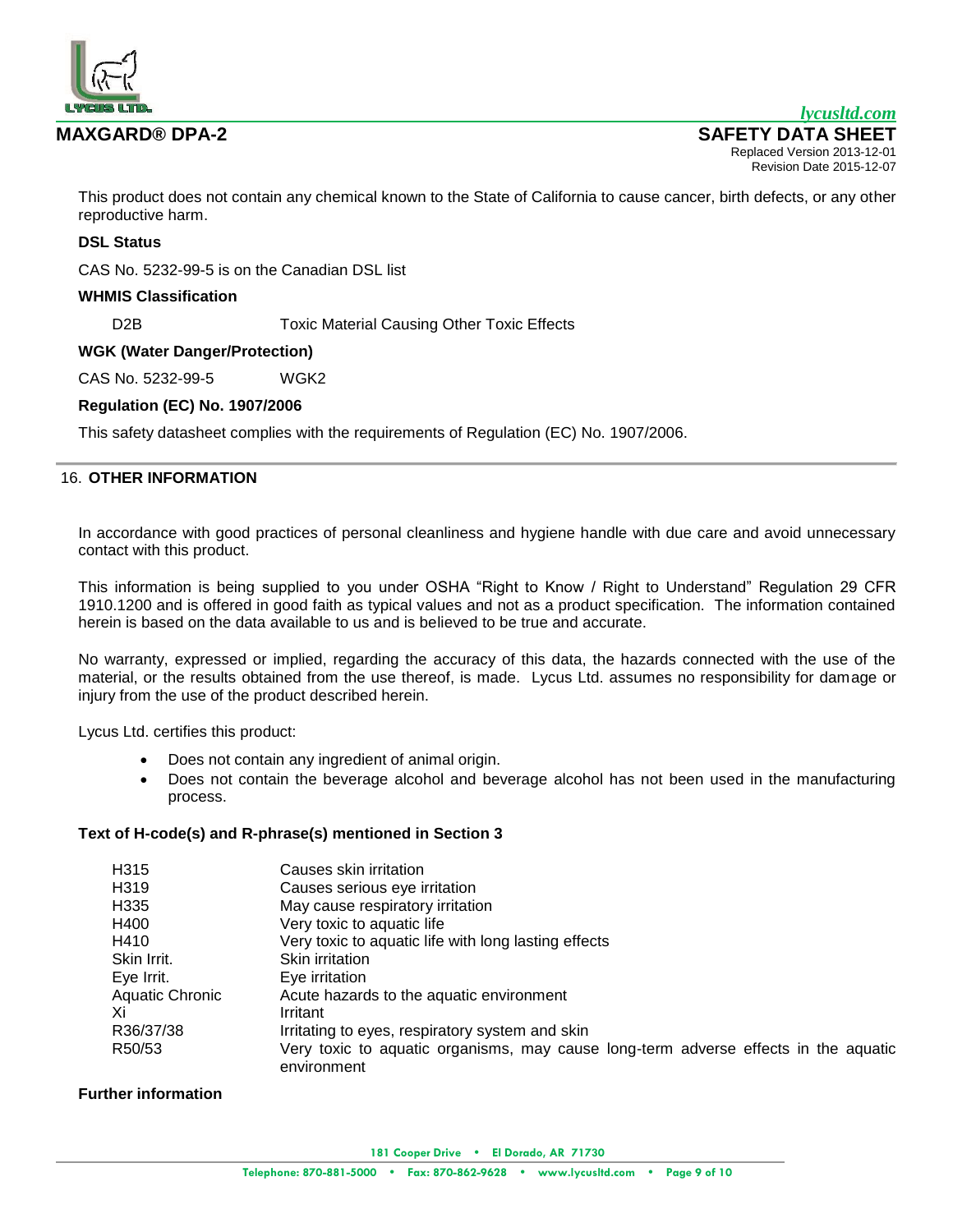This product does not contain any chemical known to the State of California to cause cancer, birth defects, or any other reproductive harm.

**DSL Status**

CAS No. 5232-99-5 is on the Canadian DSL list

**WHMIS Classification**

| | |
|---|---|
| D2B | Toxic Material Causing Other Toxic Effects |

**WGK (Water Danger/Protection)**

| | |
|---|---|
| CAS No. 5232-99-5 | WGK2 |

**Regulation (EC) No. 1907/2006**

This safety datasheet complies with the requirements of Regulation (EC) No. 1907/2006.

## 16. OTHER INFORMATION

In accordance with good practices of personal cleanliness and hygiene handle with due care and avoid unnecessary contact with this product.

This information is being supplied to you under OSHA "Right to Know / Right to Understand" Regulation 29 CFR 1910.1200 and is offered in good faith as typical values and not as a product specification. The information contained herein is based on the data available to us and is believed to be true and accurate.

No warranty, expressed or implied, regarding the accuracy of this data, the hazards connected with the use of the material, or the results obtained from the use thereof, is made. Lycus Ltd. assumes no responsibility for damage or injury from the use of the product described herein.

Lycus Ltd. certifies this product:

- Does not contain any ingredient of animal origin.
- Does not contain the beverage alcohol and beverage alcohol has not been used in the manufacturing process.

**Text of H-code(s) and R-phrase(s) mentioned in Section 3**

| | |
|---|---|
| H315 | Causes skin irritation |
| H319 | Causes serious eye irritation |
| H335 | May cause respiratory irritation |
| H400 | Very toxic to aquatic life |
| H410 | Very toxic to aquatic life with long lasting effects |
| Skin Irrit. | Skin irritation |
| Eye Irrit. | Eye irritation |
| Aquatic Chronic | Acute hazards to the aquatic environment |
| Xi | Irritant |
| R36/37/38 | Irritating to eyes, respiratory system and skin |
| R50/53 | Very toxic to aquatic organisms, may cause long-term adverse effects in the aquatic environment |

**Further information**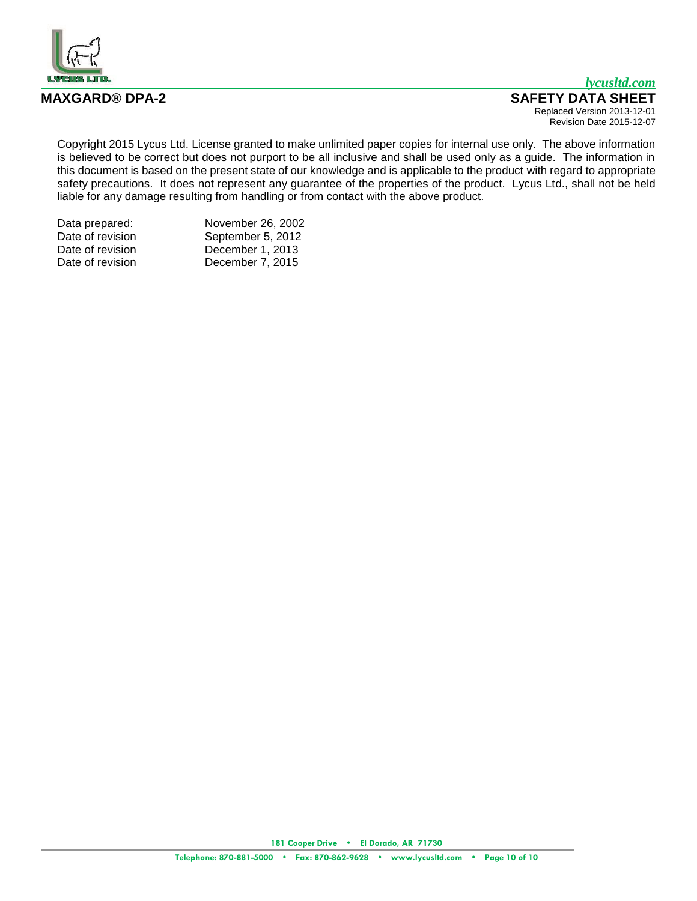Copyright 2015 Lycus Ltd. License granted to make unlimited paper copies for internal use only. The above information is believed to be correct but does not purport to be all inclusive and shall be used only as a guide. The information in this document is based on the present state of our knowledge and is applicable to the product with regard to appropriate safety precautions. It does not represent any guarantee of the properties of the product. Lycus Ltd., shall not be held liable for any damage resulting from handling or from contact with the above product.

| | |
|---|---|
| Data prepared: | November 26, 2002 |
| Date of revision | September 5, 2012 |
| Date of revision | December 1, 2013 |
| Date of revision | December 7, 2015 |